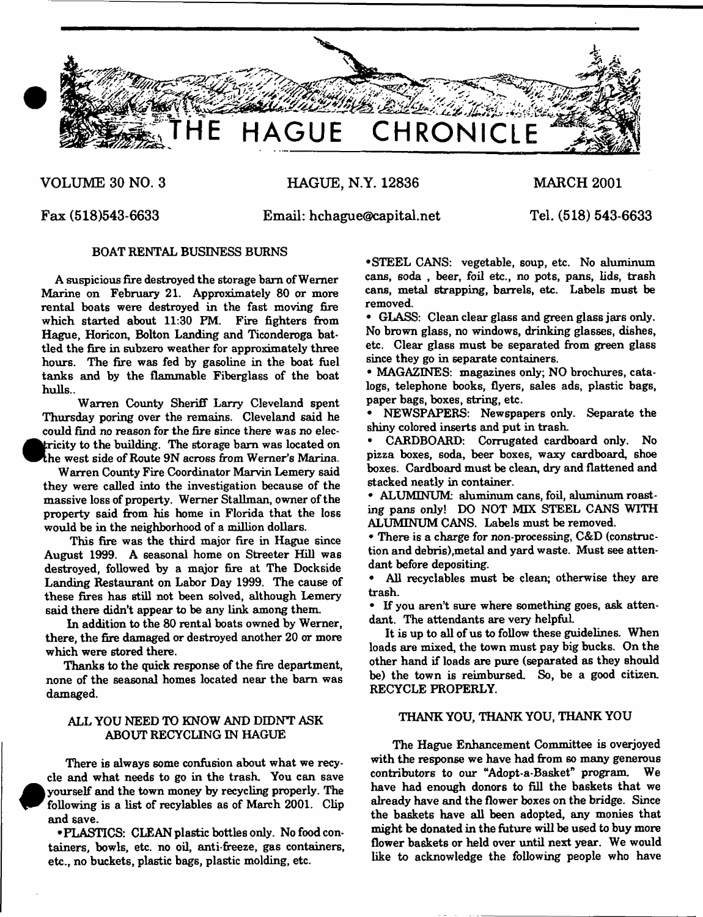# THE HAGUE CHRONICLE

VOLUME 30 NO. 3 | HAGUE, N.Y. 12836 | MARCH 2001

Fax (518)543-6633 | Email: hchague@capital.net | Tel. (518) 543-6633

## BOAT RENTAL BUSINESS BURNS

A suspicious fire destroyed the storage barn of Werner Marine on February 21. Approximately 80 or more rental boats were destroyed in the fast moving fire which started about 11:30 PM. Fire fighters from Hague, Horicon, Bolton Landing and Ticonderoga battled the fire in subzero weather for approximately three hours. The fire was fed by gasoline in the boat fuel tanks and by the flammable Fiberglass of the boat hulls..

Warren County Sheriff Larry Cleveland spent Thursday poring over the remains. Cleveland said he could find no reason for the fire since there was no electricity to the building. The storage barn was located on the west side of Route 9N across from Werner's Marina.

Warren County Fire Coordinator Marvin Lemery said they were called into the investigation because of the massive loss of property. Werner Stallman, owner of the property said from his home in Florida that the loss would be in the neighborhood of a million dollars.

This fire was the third major fire in Hague since August 1999. A seasonal home on Streeter Hill was destroyed, followed by a major fire at The Dockside Landing Restaurant on Labor Day 1999. The cause of these fires has still not been solved, although Lemery said there didn't appear to be any link among them.

In addition to the 80 rental boats owned by Werner, there, the fire damaged or destroyed another 20 or more which were stored there.

Thanks to the quick response of the fire department, none of the seasonal homes located near the barn was damaged.

## ALL YOU NEED TO KNOW AND DIDN'T ASK ABOUT RECYCLING IN HAGUE

There is always some confusion about what we recycle and what needs to go in the trash. You can save yourself and the town money by recycling properly. The following is a list of recylables as of March 2001. Clip and save.

- PLASTICS: CLEAN plastic bottles only. No food containers, bowls, etc. no oil, anti-freeze, gas containers, etc., no buckets, plastic bags, plastic molding, etc.
- STEEL CANS: vegetable, soup, etc. No aluminum cans, soda , beer, foil etc., no pots, pans, lids, trash cans, metal strapping, barrels, etc. Labels must be removed.
- GLASS: Clean clear glass and green glass jars only. No brown glass, no windows, drinking glasses, dishes, etc. Clear glass must be separated from green glass since they go in separate containers.
- MAGAZINES: magazines only; NO brochures, catalogs, telephone books, flyers, sales ads, plastic bags, paper bags, boxes, string, etc.
- NEWSPAPERS: Newspapers only. Separate the shiny colored inserts and put in trash.
- CARDBOARD: Corrugated cardboard only. No pizza boxes, soda, beer boxes, waxy cardboard, shoe boxes. Cardboard must be clean, dry and flattened and stacked neatly in container.
- ALUMINUM: aluminum cans, foil, aluminum roasting pans only! DO NOT MIX STEEL CANS WITH ALUMINUM CANS. Labels must be removed.
- There is a charge for non-processing, C&D (construction and debris),metal and yard waste. Must see attendant before depositing.
- All recyclables must be clean; otherwise they are trash.
- If you aren't sure where something goes, ask attendant. The attendants are very helpful.

It is up to all of us to follow these guidelines. When loads are mixed, the town must pay big bucks. On the other hand if loads are pure (separated as they should be) the town is reimbursed. So, be a good citizen. RECYCLE PROPERLY.

## THANK YOU, THANK YOU, THANK YOU

The Hague Enhancement Committee is overjoyed with the response we have had from so many generous contributors to our "Adopt-a-Basket" program. We have had enough donors to fill the baskets that we already have and the flower boxes on the bridge. Since the baskets have all been adopted, any monies that might be donated in the future will be used to buy more flower baskets or held over until next year. We would like to acknowledge the following people who have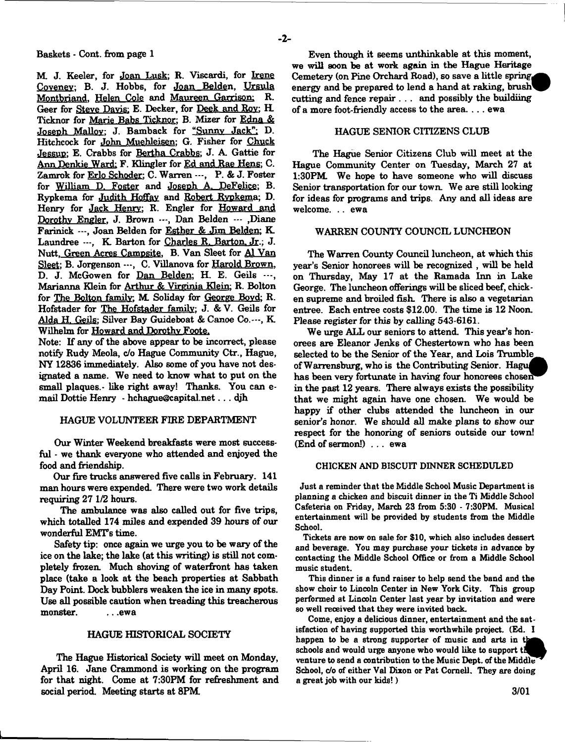Baskets - Cont. from page 1

M. J. Keeler, for Joan Lusk; R. Viscardi, for Irene Coveney; B. J. Hobbs, for Joan Belden, Ursula Montbriand, Helen Cole and Maureen Garrison; R. Geer for Steve Davis; E. Decker, for Deek and Roy; H. Ticknor for Marie Babs Ticknor; B. Mizer for Edna & Joseph Malloy; J. Bamback for "Sunny Jack"; D. Hitchcock for John Muehleisen; G. Fisher for Chuck Jessup; E. Crabbs for Bertha Crabbs; J. A. Gattie for Ann Denkie Ward; F. Klingler for Ed and Rae Hens; C. Zamrok for Erlo Schoder; C. Warren ---, P. & J. Foster for William D. Foster and Joseph A. DeFelice; B. Rypkema for Judith Hoffay and Robert Rypkema; D. Henry for Jack Henry; R. Engler for Howard and Dorothy Engler, J. Brown ---, Dan Belden --- ,Diane Farinick ---, Joan Belden for Esther & Jim Belden; K. Laundree ---, K. Barton for Charles R. Barton, Jr.; J. Nutt, Green Acres Campsite, B. Van Sleet for Al Van Sleet; B. Jorgenson ---, C. Villanova for Harold Brown, D. J. McGowen for Dan Belden; H. E. Geils ---, Marianna Klein for Arthur & Virginia Klein; R. Bolton for The Bolton family; M. Soliday for George Boyd; R. Hofstader for The Hofstader family; J. & V. Geils for Alda H. Geils; Silver Bay Guideboat & Canoe Co.---, K. Wilhelm for Howard and Dorothy Foote.

Note: If any of the above appear to be incorrect, please notify Rudy Meola, c/o Hague Community Ctr., Hague, NY 12836 immediately. Also some of you have not designated a name. We need to know what to put on the small plaques.- like right away! Thanks. You can e-mail Dottie Henry - hchague@capital.net . . . djh

## HAGUE VOLUNTEER FIRE DEPARTMENT

Our Winter Weekend breakfasts were most successful - we thank everyone who attended and enjoyed the food and friendship.

Our fire trucks answered five calls in February. 141 man hours were expended. There were two work details requiring 27 1/2 hours.

The ambulance was also called out for five trips, which totalled 174 miles and expended 39 hours of our wonderful EMT's time.

Safety tip: once again we urge you to be wary of the ice on the lake; the lake (at this writing) is still not completely frozen. Much shoving of waterfront has taken place (take a look at the beach properties at Sabbath Day Point. Dock bubblers weaken the ice in many spots. Use all possible caution when treading this treacherous monster. . . .ewa

## HAGUE HISTORICAL SOCIETY

The Hague Historical Society will meet on Monday, April 16. Jane Crammond is working on the program for that night. Come at 7:30PM for refreshment and social period. Meeting starts at 8PM.

Even though it seems unthinkable at this moment, we will soon be at work again in the Hague Heritage Cemetery (on Pine Orchard Road), so save a little spring energy and be prepared to lend a hand at raking, brush cutting and fence repair . . . and possibly the buildiing of a more foot-friendly access to the area. . . . ewa

## HAGUE SENIOR CITIZENS CLUB

The Hague Senior Citizens Club will meet at the Hague Community Center on Tuesday, March 27 at 1:30PM. We hope to have someone who will discuss Senior transportation for our town. We are still looking for ideas for programs and trips. Any and all ideas are welcome. . . ewa

## WARREN COUNTY COUNCIL LUNCHEON

The Warren County Council luncheon, at which this year's Senior honorees will be recognized , will be held on Thursday, May 17 at the Ramada Inn in Lake George. The luncheon offerings will be sliced beef, chicken supreme and broiled fish. There is also a vegetarian entree. Each entree costs $12.00. The time is 12 Noon. Please register for this by calling 543-6161.

We urge ALL our seniors to attend. This year's honorees are Eleanor Jenks of Chestertown who has been selected to be the Senior of the Year, and Lois Trumble of Warrensburg, who is the Contributing Senior. Hague has been very fortunate in having four honorees chosen in the past 12 years. There always exists the possibility that we might again have one chosen. We would be happy if other clubs attended the luncheon in our senior's honor. We should all make plans to show our respect for the honoring of seniors outside our town! (End of sermon!) . . . ewa

## CHICKEN AND BISCUIT DINNER SCHEDULED

Just a reminder that the Middle School Music Department is planning a chicken and biscuit dinner in the Ti Middle School Cafeteria on Friday, March 23 from 5:30 - 7:30PM. Musical entertainment will be provided by students from the Middle School.

Tickets are now on sale for $10, which also includes dessert and beverage. You may purchase your tickets in advance by contacting the Middle School Office or from a Middle School music student.

This dinner is a fund raiser to help send the band and the show choir to Lincoln Center in New York City. This group performed at Lincoln Center last year by invitation and were so well received that they were invited back.

Come, enjoy a delicious dinner, entertainment and the satisfaction of having supported this worthwhile project. (Ed. I happen to be a strong supporter of music and arts in the schools and would urge anyone who would like to support this venture to send a contribution to the Music Dept. of the Middle School, c/o of either Val Dixon or Pat Cornell. They are doing a great job with our kids! )

3/01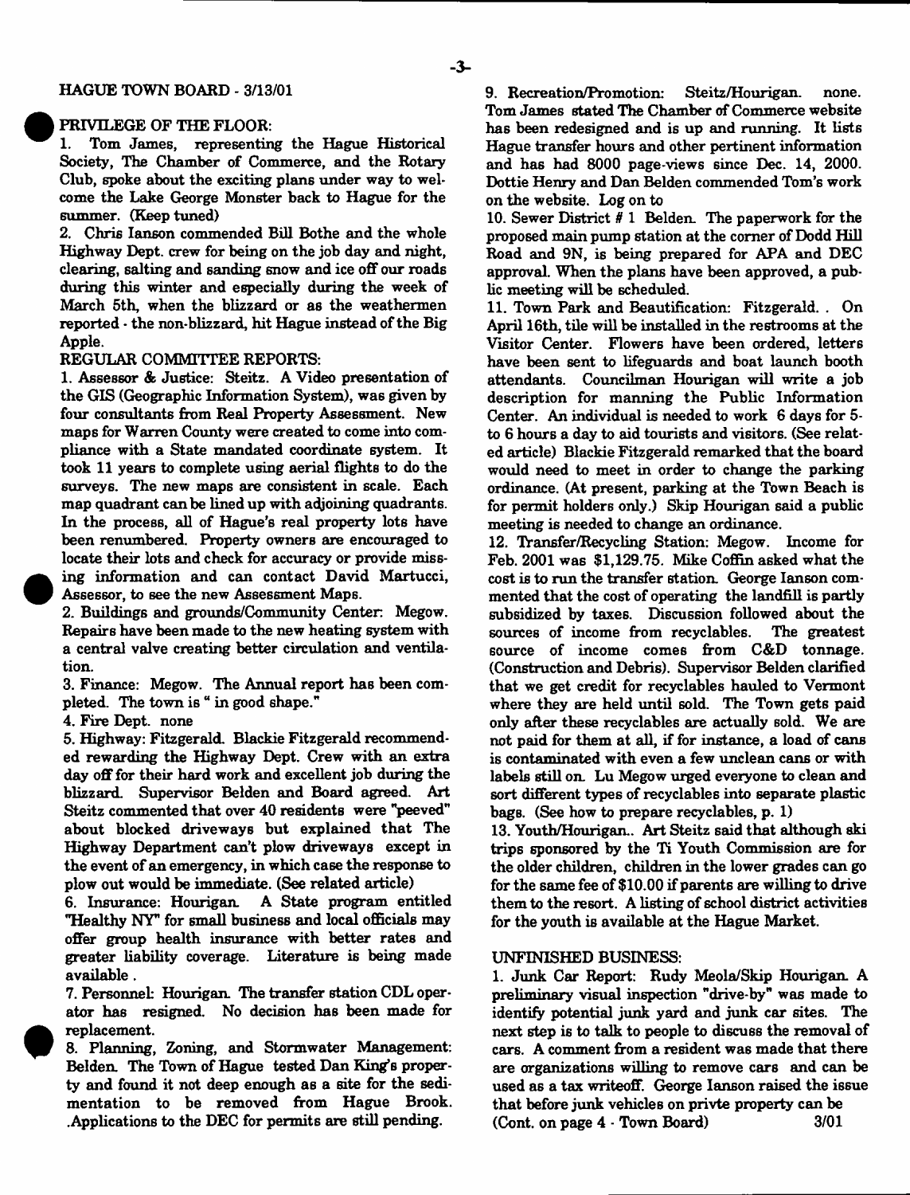## HAGUE TOWN BOARD - 3/13/01

### PRIVILEGE OF THE FLOOR:

1. Tom James, representing the Hague Historical Society, The Chamber of Commerce, and the Rotary Club, spoke about the exciting plans under way to welcome the Lake George Monster back to Hague for the summer. (Keep tuned)

2. Chris Ianson commended Bill Bothe and the whole Highway Dept. crew for being on the job day and night, clearing, salting and sanding snow and ice off our roads during this winter and especially during the week of March 5th, when the blizzard or as the weathermen reported - the non-blizzard, hit Hague instead of the Big Apple.

### REGULAR COMMITTEE REPORTS:

1. Assessor & Justice: Steitz. A Video presentation of the GIS (Geographic Information System), was given by four consultants from Real Property Assessment. New maps for Warren County were created to come into compliance with a State mandated coordinate system. It took 11 years to complete using aerial flights to do the surveys. The new maps are consistent in scale. Each map quadrant can be lined up with adjoining quadrants. In the process, all of Hague's real property lots have been renumbered. Property owners are encouraged to locate their lots and check for accuracy or provide missing information and can contact David Martucci, Assessor, to see the new Assessment Maps.

2. Buildings and grounds/Community Center: Megow. Repairs have been made to the new heating system with a central valve creating better circulation and ventilation.

3. Finance: Megow. The Annual report has been completed. The town is " in good shape."

4. Fire Dept. none

5. Highway: Fitzgerald. Blackie Fitzgerald recommended rewarding the Highway Dept. Crew with an extra day off for their hard work and excellent job during the blizzard. Supervisor Belden and Board agreed. Art Steitz commented that over 40 residents were "peeved" about blocked driveways but explained that The Highway Department can't plow driveways except in the event of an emergency, in which case the response to plow out would be immediate. (See related article)

6. Insurance: Hourigan. A State program entitled "Healthy NY" for small business and local officials may offer group health insurance with better rates and greater liability coverage. Literature is being made available.

7. Personnel: Hourigan. The transfer station CDL operator has resigned. No decision has been made for replacement.

8. Planning, Zoning, and Stormwater Management: Belden. The Town of Hague tested Dan King's property and found it not deep enough as a site for the sedimentation to be removed from Hague Brook. .Applications to the DEC for permits are still pending.

9. Recreation/Promotion: Steitz/Hourigan. none. Tom James stated The Chamber of Commerce website has been redesigned and is up and running. It lists Hague transfer hours and other pertinent information and has had 8000 page-views since Dec. 14, 2000. Dottie Henry and Dan Belden commended Tom's work on the website. Log on to

10. Sewer District # 1 Belden. The paperwork for the proposed main pump station at the corner of Dodd Hill Road and 9N, is being prepared for APA and DEC approval. When the plans have been approved, a public meeting will be scheduled.

11. Town Park and Beautification: Fitzgerald. . On April 16th, tile will be installed in the restrooms at the Visitor Center. Flowers have been ordered, letters have been sent to lifeguards and boat launch booth attendants. Councilman Hourigan will write a job description for manning the Public Information Center. An individual is needed to work 6 days for 5-to 6 hours a day to aid tourists and visitors. (See related article) Blackie Fitzgerald remarked that the board would need to meet in order to change the parking ordinance. (At present, parking at the Town Beach is for permit holders only.) Skip Hourigan said a public meeting is needed to change an ordinance.

12. Transfer/Recycling Station: Megow. Income for Feb. 2001 was $1,129.75. Mike Coffin asked what the cost is to run the transfer station. George Ianson commented that the cost of operating the landfill is partly subsidized by taxes. Discussion followed about the sources of income from recyclables. The greatest source of income comes from C&D tonnage. (Construction and Debris). Supervisor Belden clarified that we get credit for recyclables hauled to Vermont where they are held until sold. The Town gets paid only after these recyclables are actually sold. We are not paid for them at all, if for instance, a load of cans is contaminated with even a few unclean cans or with labels still on. Lu Megow urged everyone to clean and sort different types of recyclables into separate plastic bags. (See how to prepare recyclables, p. 1)

13. Youth/Hourigan.. Art Steitz said that although ski trips sponsored by the Ti Youth Commission are for the older children, children in the lower grades can go for the same fee of $10.00 if parents are willing to drive them to the resort. A listing of school district activities for the youth is available at the Hague Market.

### UNFINISHED BUSINESS:

1. Junk Car Report: Rudy Meola/Skip Hourigan. A preliminary visual inspection "drive-by" was made to identify potential junk yard and junk car sites. The next step is to talk to people to discuss the removal of cars. A comment from a resident was made that there are organizations willing to remove cars and can be used as a tax writeoff. George Ianson raised the issue that before junk vehicles on privte property can be (Cont. on page 4 - Town Board)

3/01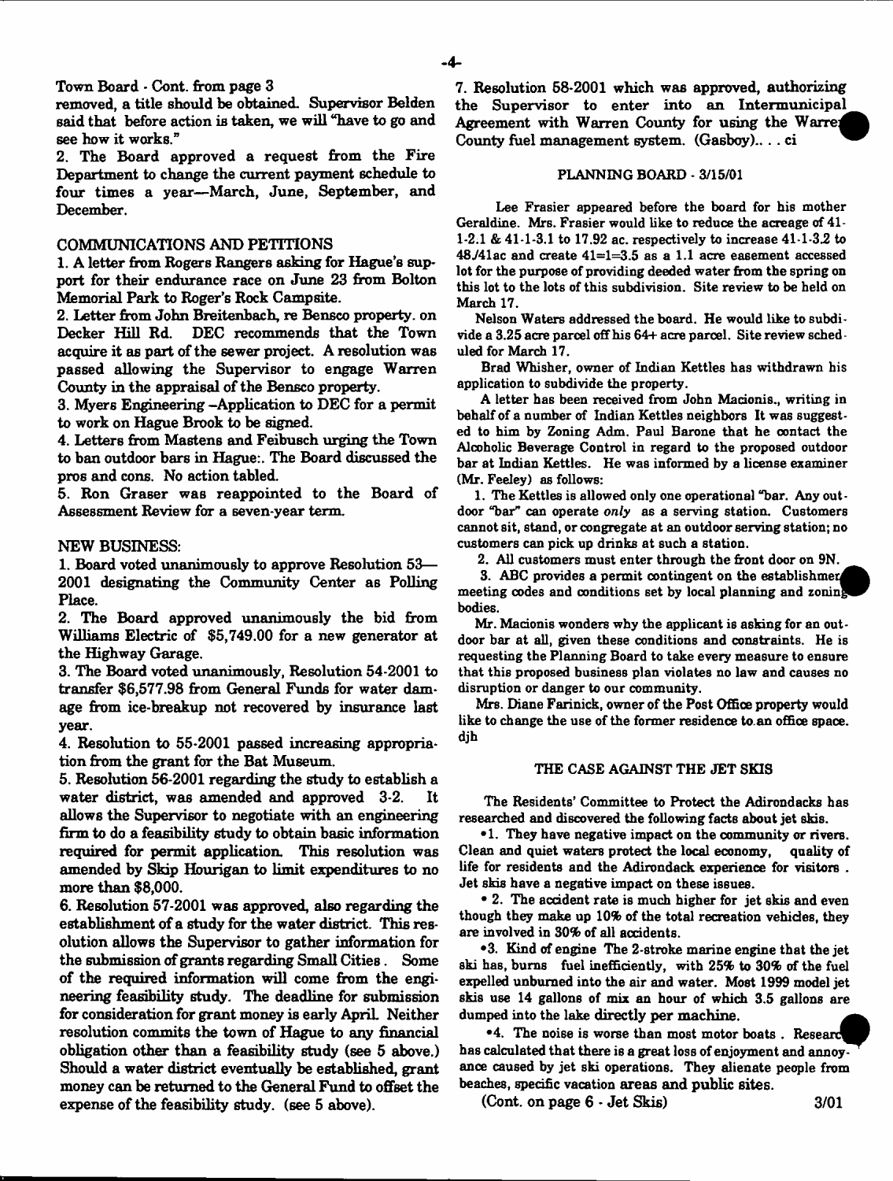Town Board - Cont. from page 3

removed, a title should be obtained. Supervisor Belden said that before action is taken, we will "have to go and see how it works."

2. The Board approved a request from the Fire Department to change the current payment schedule to four times a year—March, June, September, and December.

## COMMUNICATIONS AND PETITIONS

1. A letter from Rogers Rangers asking for Hague's support for their endurance race on June 23 from Bolton Memorial Park to Roger's Rock Campsite.
2. Letter from John Breitenbach, re Bensco property. on Decker Hill Rd. DEC recommends that the Town acquire it as part of the sewer project. A resolution was passed allowing the Supervisor to engage Warren County in the appraisal of the Bensco property.
3. Myers Engineering –Application to DEC for a permit to work on Hague Brook to be signed.
4. Letters from Mastens and Feibusch urging the Town to ban outdoor bars in Hague:. The Board discussed the pros and cons. No action tabled.
5. Ron Graser was reappointed to the Board of Assessment Review for a seven-year term.

## NEW BUSINESS:

1. Board voted unanimously to approve Resolution 53—2001 designating the Community Center as Polling Place.
2. The Board approved unanimously the bid from Williams Electric of $5,749.00 for a new generator at the Highway Garage.
3. The Board voted unanimously, Resolution 54-2001 to transfer $6,577.98 from General Funds for water damage from ice-breakup not recovered by insurance last year.
4. Resolution to 55-2001 passed increasing appropriation from the grant for the Bat Museum.
5. Resolution 56-2001 regarding the study to establish a water district, was amended and approved 3-2. It allows the Supervisor to negotiate with an engineering firm to do a feasibility study to obtain basic information required for permit application. This resolution was amended by Skip Hourigan to limit expenditures to no more than $8,000.
6. Resolution 57-2001 was approved, also regarding the establishment of a study for the water district. This resolution allows the Supervisor to gather information for the submission of grants regarding Small Cities. Some of the required information will come from the engineering feasibility study. The deadline for submission for consideration for grant money is early April. Neither resolution commits the town of Hague to any financial obligation other than a feasibility study (see 5 above.) Should a water district eventually be established, grant money can be returned to the General Fund to offset the expense of the feasibility study. (see 5 above).
7. Resolution 58-2001 which was approved, authorizing the Supervisor to enter into an Intermunicipal Agreement with Warren County for using the Warren County fuel management system. (Gasboy).. . . ci

## PLANNING BOARD - 3/15/01

Lee Frasier appeared before the board for his mother Geraldine. Mrs. Frasier would like to reduce the acreage of 41-1-2.1 & 41-1-3.1 to 17.92 ac. respectively to increase 41-1-3.2 to 48./41ac and create 41=1=3.5 as a 1.1 acre easement accessed lot for the purpose of providing deeded water from the spring on this lot to the lots of this subdivision. Site review to be held on March 17.

Nelson Waters addressed the board. He would like to subdivide a 3.25 acre parcel off his 64+ acre parcel. Site review scheduled for March 17.

Brad Whisher, owner of Indian Kettles has withdrawn his application to subdivide the property.

A letter has been received from John Macionis., writing in behalf of a number of Indian Kettles neighbors It was suggested to him by Zoning Adm. Paul Barone that he contact the Alcoholic Beverage Control in regard to the proposed outdoor bar at Indian Kettles. He was informed by a license examiner (Mr. Feeley) as follows:

1. The Kettles is allowed only one operational "bar. Any outdoor "bar" can operate *only* as a serving station. Customers cannot sit, stand, or congregate at an outdoor serving station; no customers can pick up drinks at such a station.
2. All customers must enter through the front door on 9N.
3. ABC provides a permit contingent on the establishment meeting codes and conditions set by local planning and zoning bodies.

Mr. Macionis wonders why the applicant is asking for an outdoor bar at all, given these conditions and constraints. He is requesting the Planning Board to take every measure to ensure that this proposed business plan violates no law and causes no disruption or danger to our community.

Mrs. Diane Farinick, owner of the Post Office property would like to change the use of the former residence to an office space. djh

## THE CASE AGAINST THE JET SKIS

The Residents' Committee to Protect the Adirondacks has researched and discovered the following facts about jet skis.

•1. They have negative impact on the community or rivers. Clean and quiet waters protect the local economy, quality of life for residents and the Adirondack experience for visitors. Jet skis have a negative impact on these issues.

• 2. The accident rate is much higher for jet skis and even though they make up 10% of the total recreation vehicles, they are involved in 30% of all accidents.

•3. Kind of engine The 2-stroke marine engine that the jet ski has, burns fuel inefficiently, with 25% to 30% of the fuel expelled unburned into the air and water. Most 1999 model jet skis use 14 gallons of mix an hour of which 3.5 gallons are dumped into the lake directly per machine.

•4. The noise is worse than most motor boats. Research has calculated that there is a great loss of enjoyment and annoyance caused by jet ski operations. They alienate people from beaches, specific vacation areas and public sites.

(Cont. on page 6 - Jet Skis) 3/01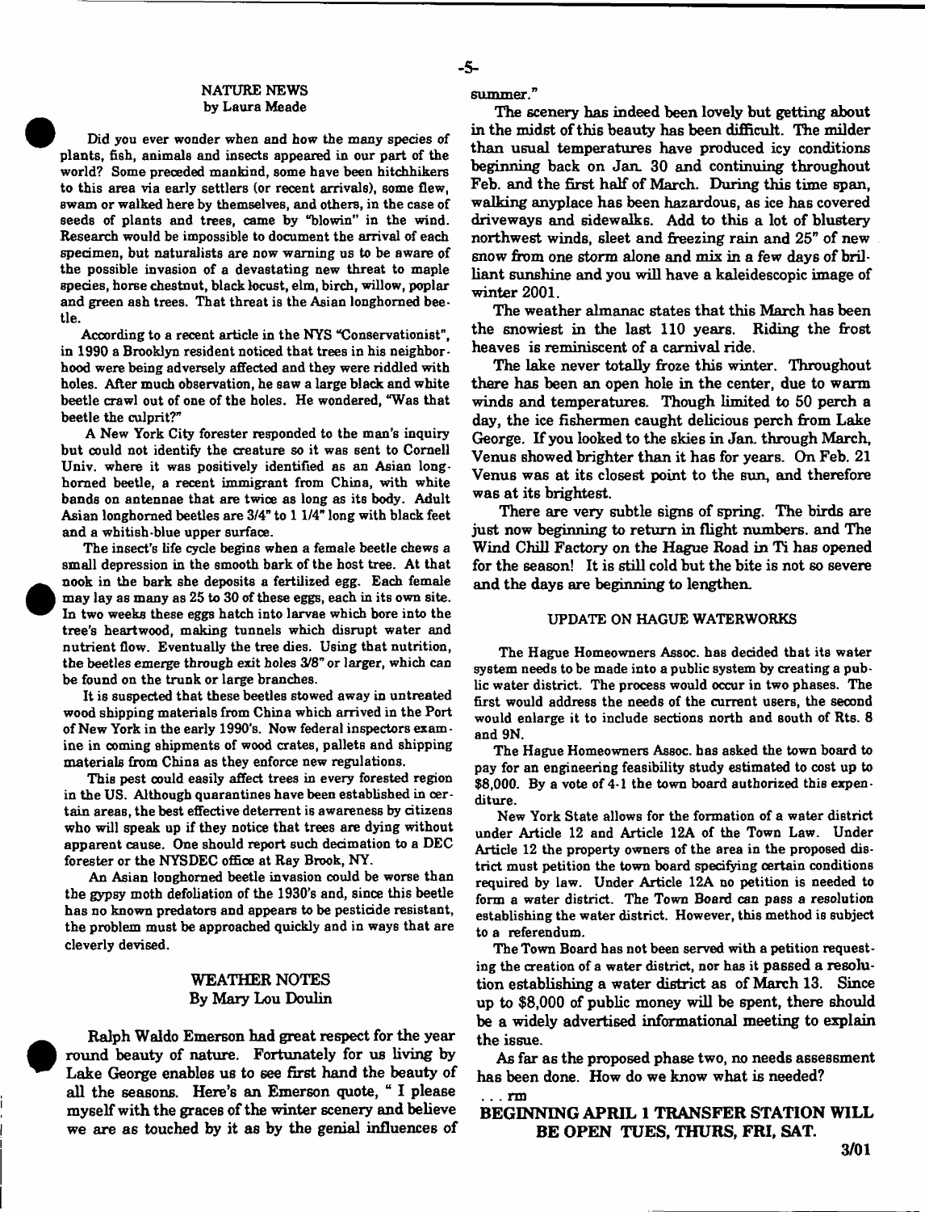## NATURE NEWS
by Laura Meade

Did you ever wonder when and how the many species of plants, fish, animals and insects appeared in our part of the world? Some preceded mankind, some have been hitchhikers to this area via early settlers (or recent arrivals), some flew, swam or walked here by themselves, and others, in the case of seeds of plants and trees, came by "blowin" in the wind. Research would be impossible to document the arrival of each specimen, but naturalists are now warning us to be aware of the possible invasion of a devastating new threat to maple species, horse chestnut, black locust, elm, birch, willow, poplar and green ash trees. That threat is the Asian longhorned beetle.

According to a recent article in the NYS "Conservationist", in 1990 a Brooklyn resident noticed that trees in his neighborhood were being adversely affected and they were riddled with holes. After much observation, he saw a large black and white beetle crawl out of one of the holes. He wondered, "Was that beetle the culprit?"

A New York City forester responded to the man's inquiry but could not identify the creature so it was sent to Cornell Univ. where it was positively identified as an Asian longhorned beetle, a recent immigrant from China, with white bands on antennae that are twice as long as its body. Adult Asian longhorned beetles are 3/4" to 1 1/4" long with black feet and a whitish-blue upper surface.

The insect's life cycle begins when a female beetle chews a small depression in the smooth bark of the host tree. At that nook in the bark she deposits a fertilized egg. Each female may lay as many as 25 to 30 of these eggs, each in its own site. In two weeks these eggs hatch into larvae which bore into the tree's heartwood, making tunnels which disrupt water and nutrient flow. Eventually the tree dies. Using that nutrition, the beetles emerge through exit holes 3/8" or larger, which can be found on the trunk or large branches.

It is suspected that these beetles stowed away in untreated wood shipping materials from China which arrived in the Port of New York in the early 1990's. Now federal inspectors examine in coming shipments of wood crates, pallets and shipping materials from China as they enforce new regulations.

This pest could easily affect trees in every forested region in the US. Although quarantines have been established in certain areas, the best effective deterrent is awareness by citizens who will speak up if they notice that trees are dying without apparent cause. One should report such decimation to a DEC forester or the NYSDEC office at Ray Brook, NY.

An Asian longhorned beetle invasion could be worse than the gypsy moth defoliation of the 1930's and, since this beetle has no known predators and appears to be pesticide resistant, the problem must be approached quickly and in ways that are cleverly devised.

## WEATHER NOTES
By Mary Lou Doulin

Ralph Waldo Emerson had great respect for the year round beauty of nature. Fortunately for us living by Lake George enables us to see first hand the beauty of all the seasons. Here's an Emerson quote, " I please myself with the graces of the winter scenery and believe we are as touched by it as by the genial influences of summer."

The scenery has indeed been lovely but getting about in the midst of this beauty has been difficult. The milder than usual temperatures have produced icy conditions beginning back on Jan. 30 and continuing throughout Feb. and the first half of March. During this time span, walking anyplace has been hazardous, as ice has covered driveways and sidewalks. Add to this a lot of blustery northwest winds, sleet and freezing rain and 25" of new snow from one storm alone and mix in a few days of brilliant sunshine and you will have a kaleidescopic image of winter 2001.

The weather almanac states that this March has been the snowiest in the last 110 years. Riding the frost heaves is reminiscent of a carnival ride.

The lake never totally froze this winter. Throughout there has been an open hole in the center, due to warm winds and temperatures. Though limited to 50 perch a day, the ice fishermen caught delicious perch from Lake George. If you looked to the skies in Jan. through March, Venus showed brighter than it has for years. On Feb. 21 Venus was at its closest point to the sun, and therefore was at its brightest.

There are very subtle signs of spring. The birds are just now beginning to return in flight numbers. and The Wind Chill Factory on the Hague Road in Ti has opened for the season! It is still cold but the bite is not so severe and the days are beginning to lengthen.

## UPDATE ON HAGUE WATERWORKS

The Hague Homeowners Assoc. has decided that its water system needs to be made into a public system by creating a public water district. The process would occur in two phases. The first would address the needs of the current users, the second would enlarge it to include sections north and south of Rts. 8 and 9N.

The Hague Homeowners Assoc. has asked the town board to pay for an engineering feasibility study estimated to cost up to $8,000. By a vote of 4-1 the town board authorized this expenditure.

New York State allows for the formation of a water district under Article 12 and Article 12A of the Town Law. Under Article 12 the property owners of the area in the proposed district must petition the town board specifying certain conditions required by law. Under Article 12A no petition is needed to form a water district. The Town Board can pass a resolution establishing the water district. However, this method is subject to a referendum.

The Town Board has not been served with a petition requesting the creation of a water district, nor has it passed a resolution establishing a water district as of March 13. Since up to $8,000 of public money will be spent, there should be a widely advertised informational meeting to explain the issue.

As far as the proposed phase two, no needs assessment has been done. How do we know what is needed?

. . . rm

**BEGINNING APRIL 1 TRANSFER STATION WILL BE OPEN TUES, THURS, FRI, SAT.**

3/01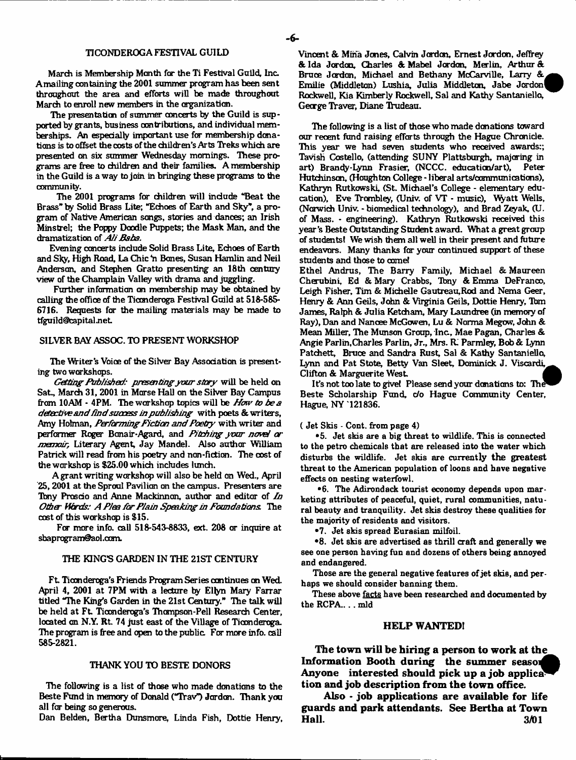## TICONDEROGA FESTIVAL GUILD

March is Membership Month for the Ti Festival Guild, Inc. A mailing containing the 2001 summer program has been sent throughout the area and efforts will be made throughout March to enroll new members in the organization.

The presentation of summer concerts by the Guild is supported by grants, business contributions, and individual memberships. An especially important use for membership donations is to offset the costs of the children's Arts Treks which are presented on six summer Wednesday mornings. These programs are free to children and their families. A membership in the Guild is a way to join in bringing these programs to the community.

The 2001 programs for children will include "Beat the Brass" by Solid Brass Lite; "Echoes of Earth and Sky", a program of Native American songs, stories and dances; an Irish Minstrel; the Poppy Doodle Puppets; the Mask Man, and the dramatization of *Ali Baba*.

Evening concerts include Solid Brass Lite, Echoes of Earth and Sky, High Road, La Chic 'n Bones, Susan Hamlin and Neil Anderson, and Stephen Gratto presenting an 18th century view of the Champlain Valley with drama and juggling.

Further information on membership may be obtained by calling the office of the Ticonderoga Festival Guild at 518-585-6716. Requests for the mailing materials may be made to tfguild@capital.net.

## SILVER BAY ASSOC. TO PRESENT WORKSHOP

The Writer's Voice of the Silver Bay Association is presenting two workshops.

*Getting Published: presenting your story* will be held on Sat., March 31, 2001 in Morse Hall on the Silver Bay Campus from 10AM - 4PM. The workshop topics will be *How to be a detective and find success in publishing* with poets & writers, Amy Holman, *Performing Fiction and Poetry* with writer and performer Roger Bonair-Agard, and *Pitching your novel or memoir*, Literary Agent, Jay Mandel. Also author William Patrick will read from his poetry and non-fiction. The cost of the workshop is $25.00 which includes lunch.

A grant writing workshop will also be held on Wed., April 25, 2001 at the Sproul Pavilion on the campus. Presenters are Tony Proscio and Anne Mackinnon, author and editor of *In Other Words: A Plea for Plain Speaking in Foundations*. The cost of this workshop is $15.

For more info. call 518-543-8833, ext. 208 or inquire at sbaprogram@aol.com.

## THE KING'S GARDEN IN THE 21ST CENTURY

Ft. Ticonderoga's Friends Program Series continues on Wed. April 4, 2001 at 7PM with a lecture by Ellyn Mary Farrar titled "The King's Garden in the 21st Century." The talk will be held at Ft. Ticonderoga's Thompson-Pell Research Center, located on N.Y. Rt. 74 just east of the Village of Ticonderoga. The program is free and open to the public. For more info. call 585-2821.

## THANK YOU TO BESTE DONORS

The following is a list of those who made donations to the Beste Fund in memory of Donald ("Trav") Jordon. Thank you all for being so generous.

Dan Belden, Bertha Dunsmore, Linda Fish, Dottie Henry, Vincent & Mina Jones, Calvin Jordon, Ernest Jordon, Jeffrey & Ida Jordon, Charles & Mabel Jordon, Merlin, Arthur & Bruce Jordon, Michael and Bethany McCarville, Larry & Emilie (Middleton) Lushia, Julia Middleton, Jabe Jordon Rockwell, Kia Kimberly Rockwell, Sal and Kathy Santaniello, George Traver, Diane Trudeau.

The following is a list of those who made donations toward our recent fund raising efforts through the Hague Chronicle. This year we had seven students who received awards:; Tavish Costello, (attending SUNY Plattsburgh, majoring in art) Brandy-Lynn Frasier, (NCCC. education/art), Peter Hutchinson, (Houghton College - liberal arts/communications), Kathryn Rutkowski, (St. Michael's College - elementary education), Eve Trombley, (Univ. of VT - music), Wyatt Wells, (Norwich Univ. - biomedical technology), and Brad Zeyak, (U. of Mass. - engineering). Kathryn Rutkowski received this year's Beste Outstanding Student award. What a great group of students! We wish them all well in their present and future endeavors. Many thanks for your continued support of these students and those to come!

Ethel Andrus, The Barry Family, Michael & Maureen Cherubini, Ed & Mary Crabbs, Tony & Emma DeFranco, Leigh Fisher, Tim & Michelle Gautreau,Rod and Nema Geer, Henry & Ann Geils, John & Virginia Geils, Dottie Henry, Tom James, Ralph & Julia Ketcham, Mary Laundree (in memory of Ray), Dan and Nancee McGowen, Lu & Norma Megow, John & Mean Miller, The Munson Group, Inc., Mae Pagan, Charles & Angie Parlin,Charles Parlin, Jr., Mrs. R. Parmley, Bob & Lynn Patchett, Bruce and Sandra Rust, Sal & Kathy Santaniello, Lynn and Pat Stote, Betty Van Sleet, Dominick J. Viscardi, Clifton & Marguerite West.

It's not too late to give! Please send your donations to: The Beste Scholarship Fund, c/o Hague Community Center, Hague, NY 121836.

( Jet Skis - Cont. from page 4)

•5. Jet skis are a big threat to wildlife. This is connected to the petro chemicals that are released into the water which disturbs the wildlife. Jet skis are currently the greatest threat to the American population of loons and have negative effects on nesting waterfowl.

•6. The Adirondack tourist economy depends upon marketing attributes of peaceful, quiet, rural communities, natural beauty and tranquility. Jet skis destroy these qualities for the majority of residents and visitors.

•7. Jet skis spread Eurasian milfoil.

•8. Jet skis are advertised as thrill craft and generally we see one person having fun and dozens of others being annoyed and endangered.

Those are the general negative features of jet skis, and perhaps we should consider banning them.

These above facts have been researched and documented by the RCPA.. . . mld

## HELP WANTED!

**The town will be hiring a person to work at the Information Booth during the summer season. Anyone interested should pick up a job application and job description from the town office.**

**Also - job applications are available for life guards and park attendants. See Bertha at Town Hall.** 3/01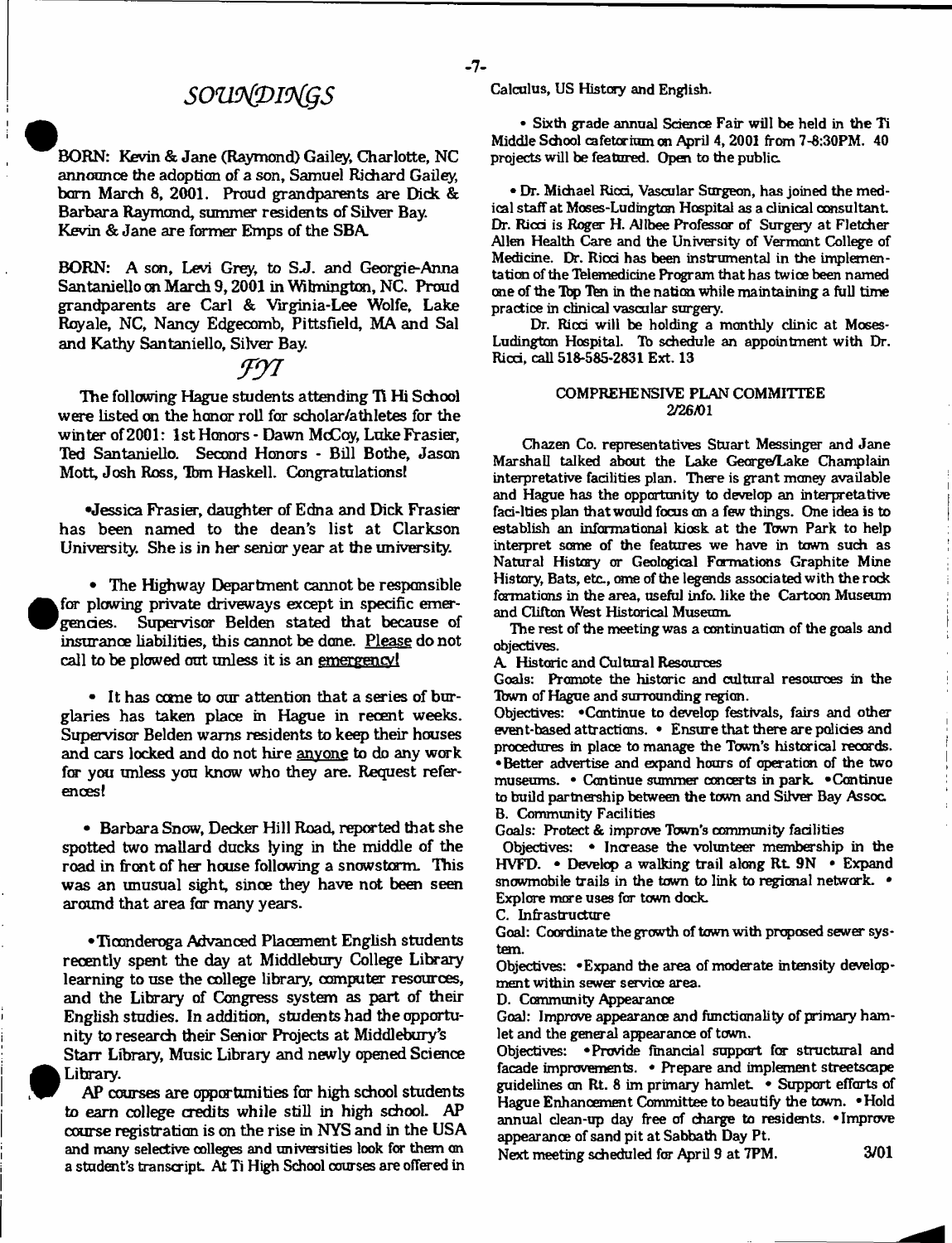## *SOUNDINGS*

BORN: Kevin & Jane (Raymond) Gailey, Charlotte, NC announce the adoption of a son, Samuel Richard Gailey, born March 8, 2001. Proud grandparents are Dick & Barbara Raymond, summer residents of Silver Bay. Kevin & Jane are former Emps of the SBA.

BORN: A son, Levi Grey, to S.J. and Georgie-Anna Santaniello on March 9, 2001 in Wilmington, NC. Proud grandparents are Carl & Virginia-Lee Wolfe, Lake Royale, NC, Nancy Edgecomb, Pittsfield, MA and Sal and Kathy Santaniello, Silver Bay.

## *FYI*

The following Hague students attending Ti Hi School were listed on the honor roll for scholar/athletes for the winter of 2001: 1st Honors - Dawn McCoy, Luke Frasier, Ted Santaniello. Second Honors - Bill Bothe, Jason Mott, Josh Ross, Tom Haskell. Congratulations!

•Jessica Frasier, daughter of Edna and Dick Frasier has been named to the dean's list at Clarkson University. She is in her senior year at the university.

• The Highway Department cannot be responsible for plowing private driveways except in specific emergencies. Supervisor Belden stated that because of insurance liabilities, this cannot be done. Please do not call to be plowed out unless it is an emergency!

• It has come to our attention that a series of burglaries has taken place in Hague in recent weeks. Supervisor Belden warns residents to keep their houses and cars locked and do not hire anyone to do any work for you unless you know who they are. Request references!

• Barbara Snow, Decker Hill Road, reported that she spotted two mallard ducks lying in the middle of the road in front of her house following a snowstorm. This was an unusual sight, since they have not been seen around that area for many years.

•Ticonderoga Advanced Placement English students recently spent the day at Middlebury College Library learning to use the college library, computer resources, and the Library of Congress system as part of their English studies. In addition, students had the opportunity to research their Senior Projects at Middlebury's Starr Library, Music Library and newly opened Science Library.

AP courses are opportunities for high school students to earn college credits while still in high school. AP course registration is on the rise in NYS and in the USA and many selective colleges and universities look for them on a student's transcript. At Ti High School courses are offered in Calculus, US History and English.

• Sixth grade annual Science Fair will be held in the Ti Middle School cafetorium on April 4, 2001 from 7-8:30PM. 40 projects will be featured. Open to the public.

• Dr. Michael Ricci, Vascular Surgeon, has joined the medical staff at Moses-Ludington Hospital as a clinical consultant. Dr. Ricci is Roger H. Allbee Professor of Surgery at Fletcher Allen Health Care and the University of Vermont College of Medicine. Dr. Ricci has been instrumental in the implementation of the Telemedicine Program that has twice been named one of the Top Ten in the nation while maintaining a full time practice in clinical vascular surgery.

Dr. Ricci will be holding a monthly clinic at Moses-Ludington Hospital. To schedule an appointment with Dr. Ricci, call 518-585-2831 Ext. 13

### COMPREHENSIVE PLAN COMMITTEE
### 2/26/01

Chazen Co. representatives Stuart Messinger and Jane Marshall talked about the Lake George/Lake Champlain interpretative facilities plan. There is grant money available and Hague has the opportunity to develop an interpretative faci-lties plan that would focus on a few things. One idea is to establish an informational kiosk at the Town Park to help interpret some of the features we have in town such as Natural History or Geological Formations Graphite Mine History, Bats, etc., ome of the legends associated with the rock formations in the area, useful info. like the Cartoon Museum and Clifton West Historical Museum.

The rest of the meeting was a continuation of the goals and objectives.

A. Historic and Cultural Resources

Goals: Promote the historic and cultural resources in the Town of Hague and surrounding region.

Objectives: •Continue to develop festivals, fairs and other event-based attractions. • Ensure that there are policies and procedures in place to manage the Town's historical records. •Better advertise and expand hours of operation of the two museums. • Continue summer concerts in park. •Continue to build partnership between the town and Silver Bay Assoc.

B. Community Facilities

Goals: Protect & improve Town's community facilities

Objectives: • Increase the volunteer membership in the HVFD. • Develop a walking trail along Rt. 9N • Expand snowmobile trails in the town to link to regional network. • Explore more uses for town dock.

C. Infrastructure

Goal: Coordinate the growth of town with proposed sewer system.

Objectives: •Expand the area of moderate intensity development within sewer service area.

D. Community Appearance

Goal: Improve appearance and functionality of primary hamlet and the general appearance of town.

Objectives: •Provide financial support for structural and facade improvements. • Prepare and implement streetscape guidelines on Rt. 8 im primary hamlet. • Support efforts of Hague Enhancement Committee to beautify the town. •Hold annual clean-up day free of charge to residents. •Improve appearance of sand pit at Sabbath Day Pt.

Next meeting scheduled for April 9 at 7PM. 3/01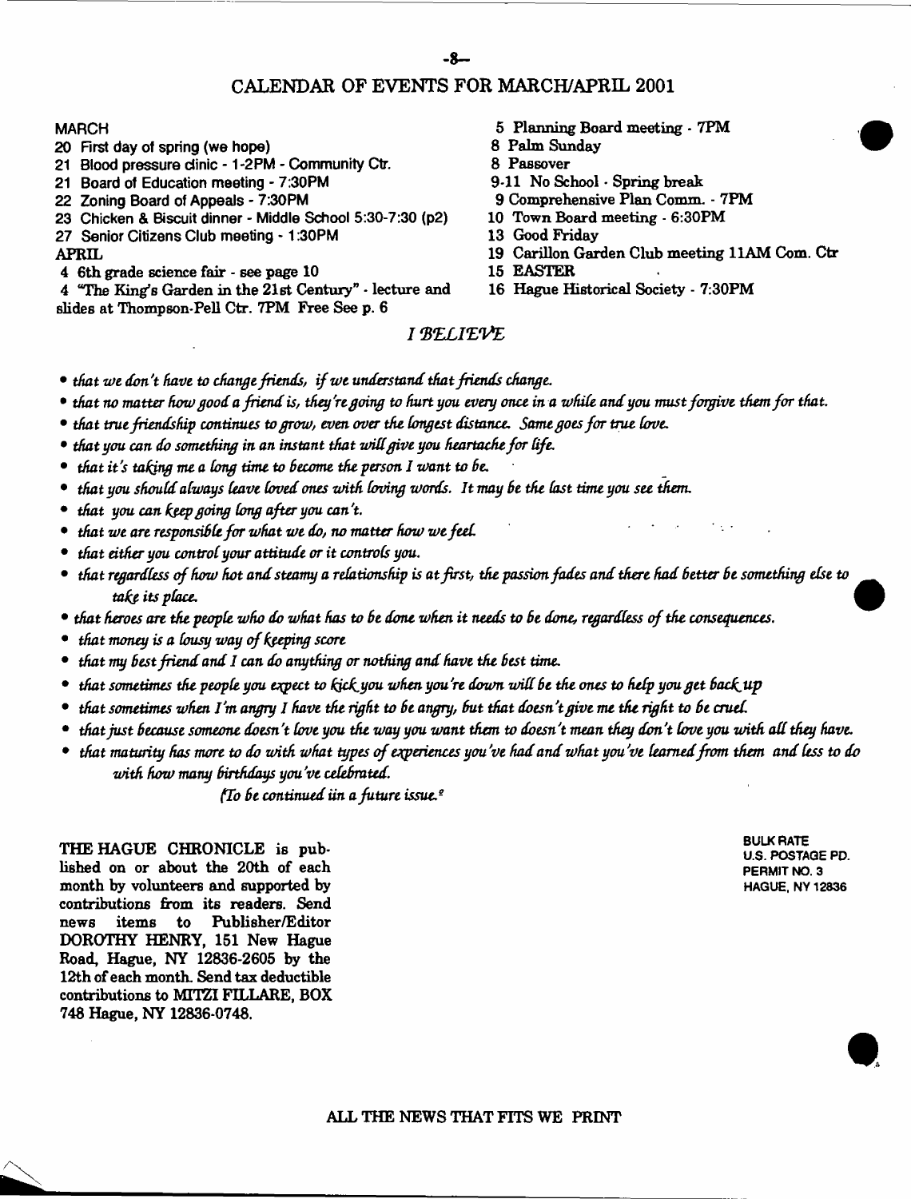## CALENDAR OF EVENTS FOR MARCH/APRIL 2001

MARCH

20 First day of spring (we hope)
21 Blood pressure clinic - 1-2PM - Community Ctr.
21 Board of Education meeting - 7:30PM
22 Zoning Board of Appeals - 7:30PM
23 Chicken & Biscuit dinner - Middle School 5:30-7:30 (p2)
27 Senior Citizens Club meeting - 1:30PM

APRIL

4 6th grade science fair - see page 10
4 "The King's Garden in the 21st Century" - lecture and slides at Thompson-Pell Ctr. 7PM Free See p. 6
5 Planning Board meeting - 7PM
8 Palm Sunday
8 Passover
9-11 No School - Spring break
9 Comprehensive Plan Comm. - 7PM
10 Town Board meeting - 6:30PM
13 Good Friday
19 Carillon Garden Club meeting 11AM Com. Ctr
15 EASTER
16 Hague Historical Society - 7:30PM

## *I BELIEVE*

- *that we don't have to change friends, if we understand that friends change.*
- *that no matter how good a friend is, they're going to hurt you every once in a while and you must forgive them for that.*
- *that true friendship continues to grow, even over the longest distance. Same goes for true love.*
- *that you can do something in an instant that will give you heartache for life.*
- *that it's taking me a long time to become the person I want to be.*
- *that you should always leave loved ones with loving words. It may be the last time you see them.*
- *that you can keep going long after you can't.*
- *that we are responsible for what we do, no matter how we feel.*
- *that either you control your attitude or it controls you.*
- *that regardless of how hot and steamy a relationship is at first, the passion fades and there had better be something else to take its place.*
- *that heroes are the people who do what has to be done when it needs to be done, regardless of the consequences.*
- *that money is a lousy way of keeping score*
- *that my best friend and I can do anything or nothing and have the best time.*
- *that sometimes the people you expect to kick you when you're down will be the ones to help you get back up*
- *that sometimes when I'm angry I have the right to be angry, but that doesn't give me the right to be cruel.*
- *that just because someone doesn't love you the way you want them to doesn't mean they don't love you with all they have.*
- *that maturity has more to do with what types of experiences you've had and what you've learned from them and less to do with how many birthdays you've celebrated.*

*(To be continued iin a future issue.?*

THE HAGUE CHRONICLE is published on or about the 20th of each month by volunteers and supported by contributions from its readers. Send news items to Publisher/Editor DOROTHY HENRY, 151 New Hague Road, Hague, NY 12836-2605 by the 12th of each month. Send tax deductible contributions to MITZI FILLARE, BOX 748 Hague, NY 12836-0748.

BULK RATE
U.S. POSTAGE PD.
PERMIT NO. 3
HAGUE, NY 12836

ALL THE NEWS THAT FITS WE PRINT